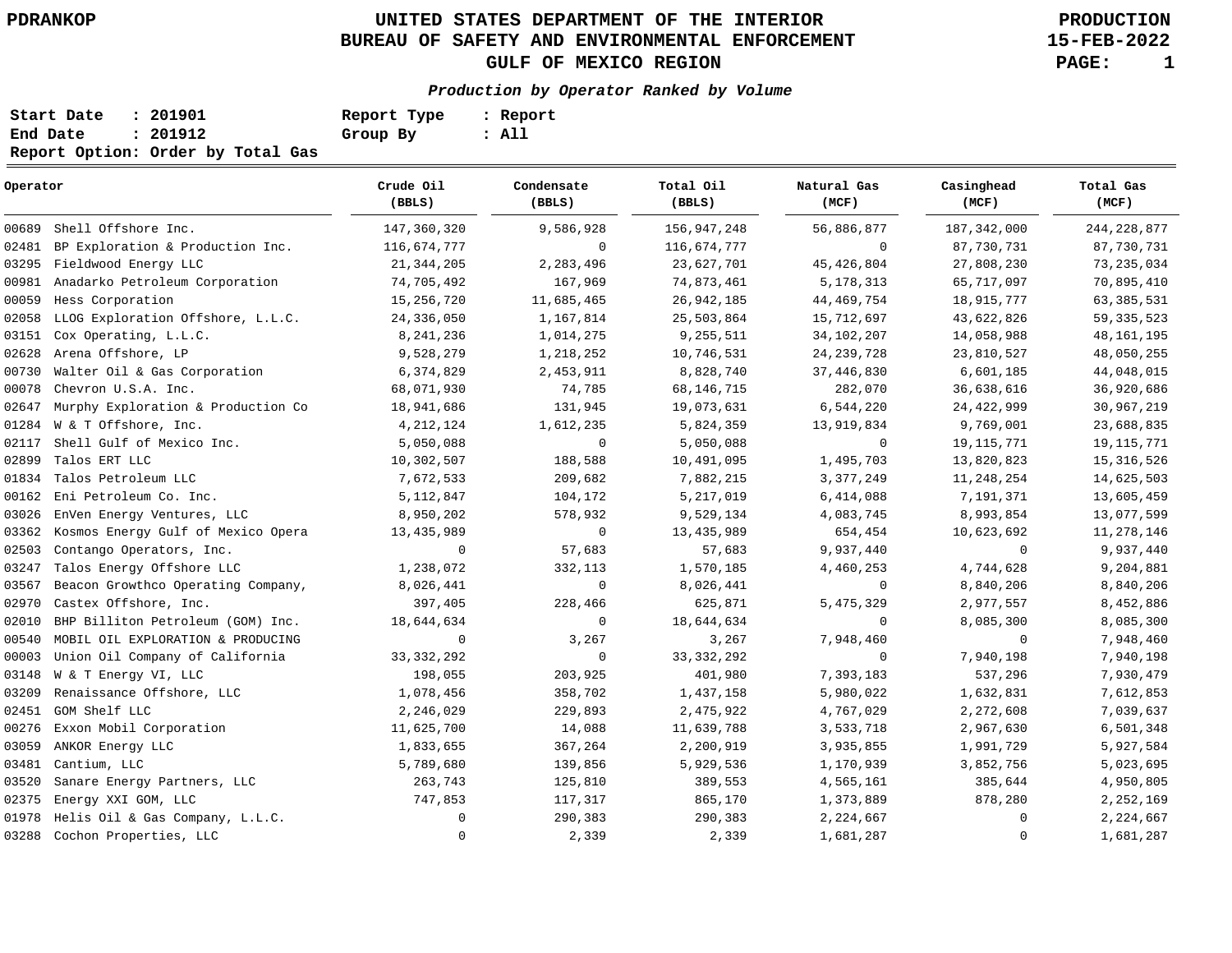PDRANKOP

# UNITED STATES DEPARTMENT OF THE INTERIOR
## BUREAU OF SAFETY AND ENVIRONMENTAL ENFORCEMENT
## GULF OF MEXICO REGION

PRODUCTION
15-FEB-2022

***Production by Operator Ranked by Volume***

**Start Date : 201901** **Report Type : Report**
**End Date : 201912** **Group By : All**
**Report Option: Order by Total Gas**

| Operator | Crude Oil (BBLS) | Condensate (BBLS) | Total Oil (BBLS) | Natural Gas (MCF) | Casinghead (MCF) | Total Gas (MCF) |
|---|---|---|---|---|---|---|
| 00689 Shell Offshore Inc. | 147,360,320 | 9,586,928 | 156,947,248 | 56,886,877 | 187,342,000 | 244,228,877 |
| 02481 BP Exploration & Production Inc. | 116,674,777 | 0 | 116,674,777 | 0 | 87,730,731 | 87,730,731 |
| 03295 Fieldwood Energy LLC | 21,344,205 | 2,283,496 | 23,627,701 | 45,426,804 | 27,808,230 | 73,235,034 |
| 00981 Anadarko Petroleum Corporation | 74,705,492 | 167,969 | 74,873,461 | 5,178,313 | 65,717,097 | 70,895,410 |
| 00059 Hess Corporation | 15,256,720 | 11,685,465 | 26,942,185 | 44,469,754 | 18,915,777 | 63,385,531 |
| 02058 LLOG Exploration Offshore, L.L.C. | 24,336,050 | 1,167,814 | 25,503,864 | 15,712,697 | 43,622,826 | 59,335,523 |
| 03151 Cox Operating, L.L.C. | 8,241,236 | 1,014,275 | 9,255,511 | 34,102,207 | 14,058,988 | 48,161,195 |
| 02628 Arena Offshore, LP | 9,528,279 | 1,218,252 | 10,746,531 | 24,239,728 | 23,810,527 | 48,050,255 |
| 00730 Walter Oil & Gas Corporation | 6,374,829 | 2,453,911 | 8,828,740 | 37,446,830 | 6,601,185 | 44,048,015 |
| 00078 Chevron U.S.A. Inc. | 68,071,930 | 74,785 | 68,146,715 | 282,070 | 36,638,616 | 36,920,686 |
| 02647 Murphy Exploration & Production Co | 18,941,686 | 131,945 | 19,073,631 | 6,544,220 | 24,422,999 | 30,967,219 |
| 01284 W & T Offshore, Inc. | 4,212,124 | 1,612,235 | 5,824,359 | 13,919,834 | 9,769,001 | 23,688,835 |
| 02117 Shell Gulf of Mexico Inc. | 5,050,088 | 0 | 5,050,088 | 0 | 19,115,771 | 19,115,771 |
| 02899 Talos ERT LLC | 10,302,507 | 188,588 | 10,491,095 | 1,495,703 | 13,820,823 | 15,316,526 |
| 01834 Talos Petroleum LLC | 7,672,533 | 209,682 | 7,882,215 | 3,377,249 | 11,248,254 | 14,625,503 |
| 00162 Eni Petroleum Co. Inc. | 5,112,847 | 104,172 | 5,217,019 | 6,414,088 | 7,191,371 | 13,605,459 |
| 03026 EnVen Energy Ventures, LLC | 8,950,202 | 578,932 | 9,529,134 | 4,083,745 | 8,993,854 | 13,077,599 |
| 03362 Kosmos Energy Gulf of Mexico Opera | 13,435,989 | 0 | 13,435,989 | 654,454 | 10,623,692 | 11,278,146 |
| 02503 Contango Operators, Inc. | 0 | 57,683 | 57,683 | 9,937,440 | 0 | 9,937,440 |
| 03247 Talos Energy Offshore LLC | 1,238,072 | 332,113 | 1,570,185 | 4,460,253 | 4,744,628 | 9,204,881 |
| 03567 Beacon Growthco Operating Company, | 8,026,441 | 0 | 8,026,441 | 0 | 8,840,206 | 8,840,206 |
| 02970 Castex Offshore, Inc. | 397,405 | 228,466 | 625,871 | 5,475,329 | 2,977,557 | 8,452,886 |
| 02010 BHP Billiton Petroleum (GOM) Inc. | 18,644,634 | 0 | 18,644,634 | 0 | 8,085,300 | 8,085,300 |
| 00540 MOBIL OIL EXPLORATION & PRODUCING | 0 | 3,267 | 3,267 | 7,948,460 | 0 | 7,948,460 |
| 00003 Union Oil Company of California | 33,332,292 | 0 | 33,332,292 | 0 | 7,940,198 | 7,940,198 |
| 03148 W & T Energy VI, LLC | 198,055 | 203,925 | 401,980 | 7,393,183 | 537,296 | 7,930,479 |
| 03209 Renaissance Offshore, LLC | 1,078,456 | 358,702 | 1,437,158 | 5,980,022 | 1,632,831 | 7,612,853 |
| 02451 GOM Shelf LLC | 2,246,029 | 229,893 | 2,475,922 | 4,767,029 | 2,272,608 | 7,039,637 |
| 00276 Exxon Mobil Corporation | 11,625,700 | 14,088 | 11,639,788 | 3,533,718 | 2,967,630 | 6,501,348 |
| 03059 ANKOR Energy LLC | 1,833,655 | 367,264 | 2,200,919 | 3,935,855 | 1,991,729 | 5,927,584 |
| 03481 Cantium, LLC | 5,789,680 | 139,856 | 5,929,536 | 1,170,939 | 3,852,756 | 5,023,695 |
| 03520 Sanare Energy Partners, LLC | 263,743 | 125,810 | 389,553 | 4,565,161 | 385,644 | 4,950,805 |
| 02375 Energy XXI GOM, LLC | 747,853 | 117,317 | 865,170 | 1,373,889 | 878,280 | 2,252,169 |
| 01978 Helis Oil & Gas Company, L.L.C. | 0 | 290,383 | 290,383 | 2,224,667 | 0 | 2,224,667 |
| 03288 Cochon Properties, LLC | 0 | 2,339 | 2,339 | 1,681,287 | 0 | 1,681,287 |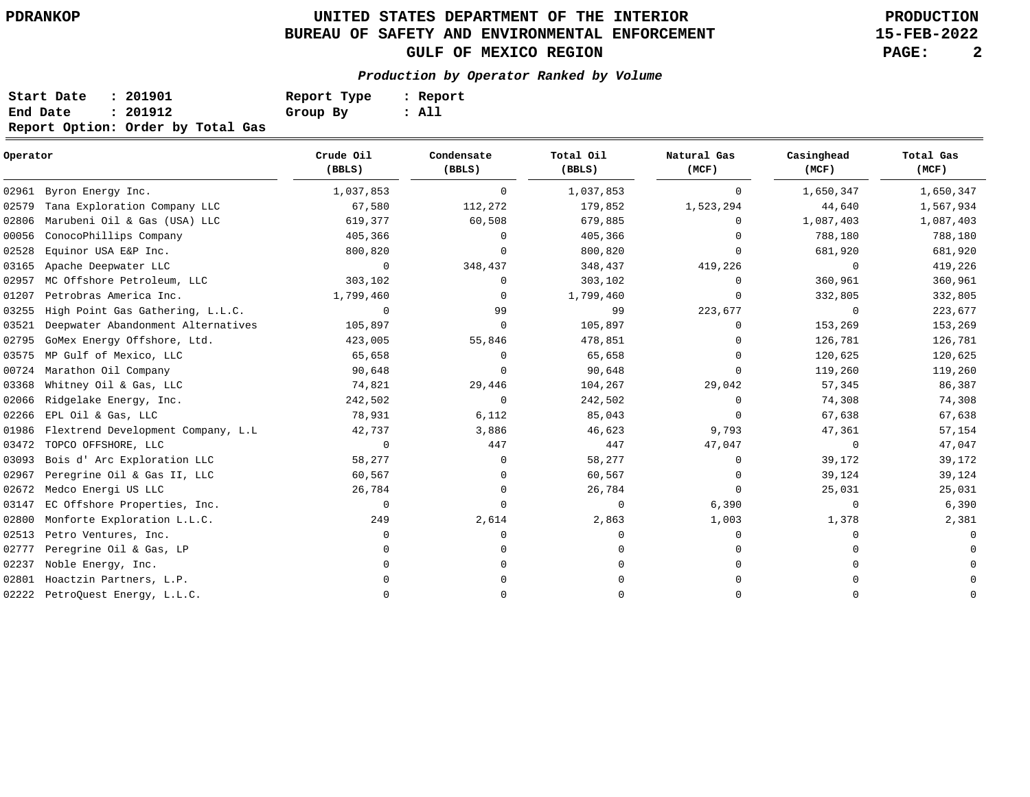PDRANKOP

# UNITED STATES DEPARTMENT OF THE INTERIOR
## BUREAU OF SAFETY AND ENVIRONMENTAL ENFORCEMENT
## GULF OF MEXICO REGION

PRODUCTION
15-FEB-2022

***Production by Operator Ranked by Volume***

**Start Date : 201901** &nbsp;&nbsp;&nbsp; **Report Type : Report**
**End Date : 201912** &nbsp;&nbsp;&nbsp; **Group By : All**
**Report Option: Order by Total Gas**

| Operator | Crude Oil (BBLS) | Condensate (BBLS) | Total Oil (BBLS) | Natural Gas (MCF) | Casinghead (MCF) | Total Gas (MCF) |
|---|---|---|---|---|---|---|
| 02961 Byron Energy Inc. | 1,037,853 | 0 | 1,037,853 | 0 | 1,650,347 | 1,650,347 |
| 02579 Tana Exploration Company LLC | 67,580 | 112,272 | 179,852 | 1,523,294 | 44,640 | 1,567,934 |
| 02806 Marubeni Oil & Gas (USA) LLC | 619,377 | 60,508 | 679,885 | 0 | 1,087,403 | 1,087,403 |
| 00056 ConocoPhillips Company | 405,366 | 0 | 405,366 | 0 | 788,180 | 788,180 |
| 02528 Equinor USA E&P Inc. | 800,820 | 0 | 800,820 | 0 | 681,920 | 681,920 |
| 03165 Apache Deepwater LLC | 0 | 348,437 | 348,437 | 419,226 | 0 | 419,226 |
| 02957 MC Offshore Petroleum, LLC | 303,102 | 0 | 303,102 | 0 | 360,961 | 360,961 |
| 01207 Petrobras America Inc. | 1,799,460 | 0 | 1,799,460 | 0 | 332,805 | 332,805 |
| 03255 High Point Gas Gathering, L.L.C. | 0 | 99 | 99 | 223,677 | 0 | 223,677 |
| 03521 Deepwater Abandonment Alternatives | 105,897 | 0 | 105,897 | 0 | 153,269 | 153,269 |
| 02795 GoMex Energy Offshore, Ltd. | 423,005 | 55,846 | 478,851 | 0 | 126,781 | 126,781 |
| 03575 MP Gulf of Mexico, LLC | 65,658 | 0 | 65,658 | 0 | 120,625 | 120,625 |
| 00724 Marathon Oil Company | 90,648 | 0 | 90,648 | 0 | 119,260 | 119,260 |
| 03368 Whitney Oil & Gas, LLC | 74,821 | 29,446 | 104,267 | 29,042 | 57,345 | 86,387 |
| 02066 Ridgelake Energy, Inc. | 242,502 | 0 | 242,502 | 0 | 74,308 | 74,308 |
| 02266 EPL Oil & Gas, LLC | 78,931 | 6,112 | 85,043 | 0 | 67,638 | 67,638 |
| 01986 Flextrend Development Company, L.L | 42,737 | 3,886 | 46,623 | 9,793 | 47,361 | 57,154 |
| 03472 TOPCO OFFSHORE, LLC | 0 | 447 | 447 | 47,047 | 0 | 47,047 |
| 03093 Bois d' Arc Exploration LLC | 58,277 | 0 | 58,277 | 0 | 39,172 | 39,172 |
| 02967 Peregrine Oil & Gas II, LLC | 60,567 | 0 | 60,567 | 0 | 39,124 | 39,124 |
| 02672 Medco Energi US LLC | 26,784 | 0 | 26,784 | 0 | 25,031 | 25,031 |
| 03147 EC Offshore Properties, Inc. | 0 | 0 | 0 | 6,390 | 0 | 6,390 |
| 02800 Monforte Exploration L.L.C. | 249 | 2,614 | 2,863 | 1,003 | 1,378 | 2,381 |
| 02513 Petro Ventures, Inc. | 0 | 0 | 0 | 0 | 0 | 0 |
| 02777 Peregrine Oil & Gas, LP | 0 | 0 | 0 | 0 | 0 | 0 |
| 02237 Noble Energy, Inc. | 0 | 0 | 0 | 0 | 0 | 0 |
| 02801 Hoactzin Partners, L.P. | 0 | 0 | 0 | 0 | 0 | 0 |
| 02222 PetroQuest Energy, L.L.C. | 0 | 0 | 0 | 0 | 0 | 0 |